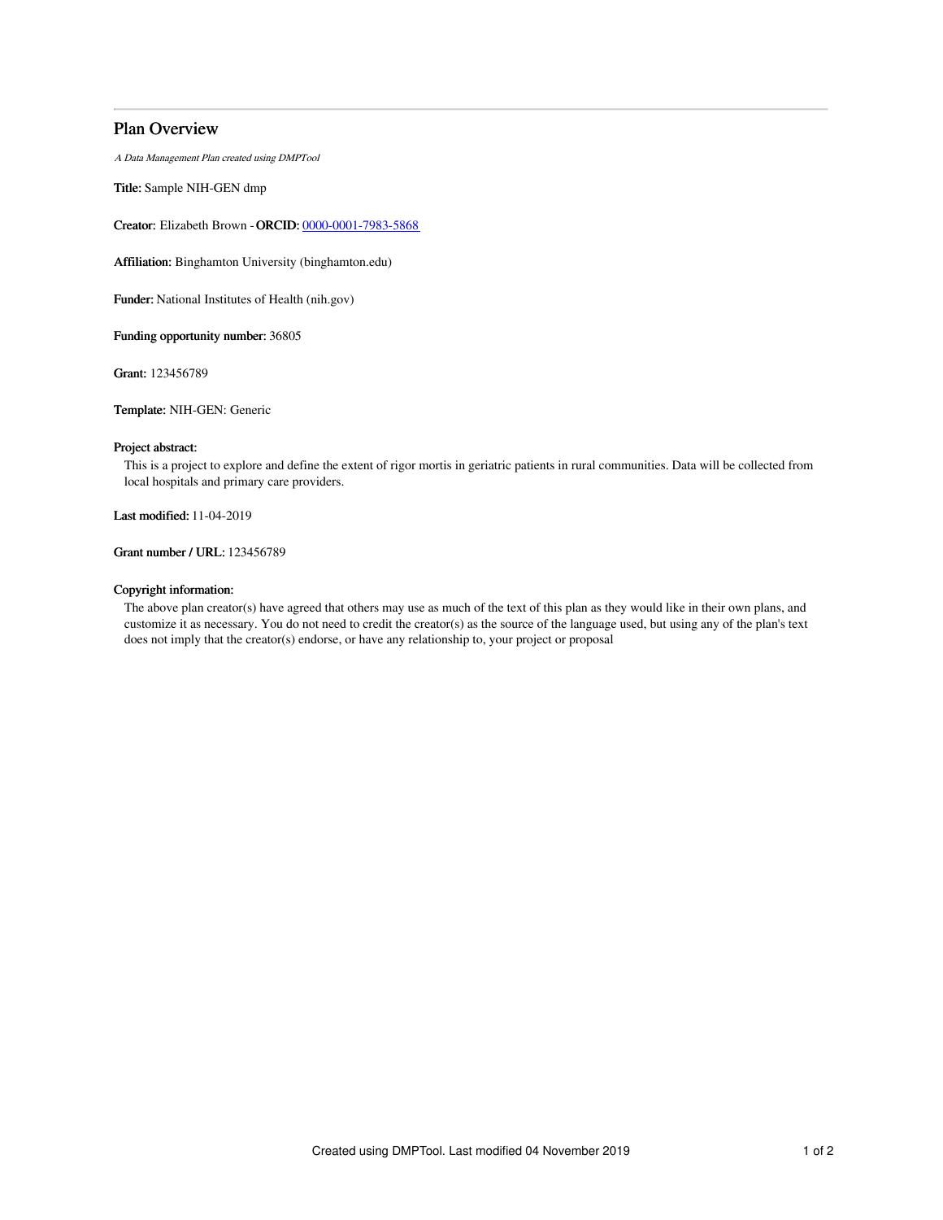# Plan Overview

*A Data Management Plan created using DMPTool*

**Title:** Sample NIH-GEN dmp

**Creator:** Elizabeth Brown - **ORCID:** [0000-0001-7983-5868](https://orcid.org/0000-0001-7983-5868)

**Affiliation:** Binghamton University (binghamton.edu)

**Funder:** National Institutes of Health (nih.gov)

**Funding opportunity number:** 36805

**Grant:** 123456789

**Template:** NIH-GEN: Generic

**Project abstract:**

This is a project to explore and define the extent of rigor mortis in geriatric patients in rural communities. Data will be collected from local hospitals and primary care providers.

**Last modified:** 11-04-2019

**Grant number / URL:** 123456789

**Copyright information:**

The above plan creator(s) have agreed that others may use as much of the text of this plan as they would like in their own plans, and customize it as necessary. You do not need to credit the creator(s) as the source of the language used, but using any of the plan's text does not imply that the creator(s) endorse, or have any relationship to, your project or proposal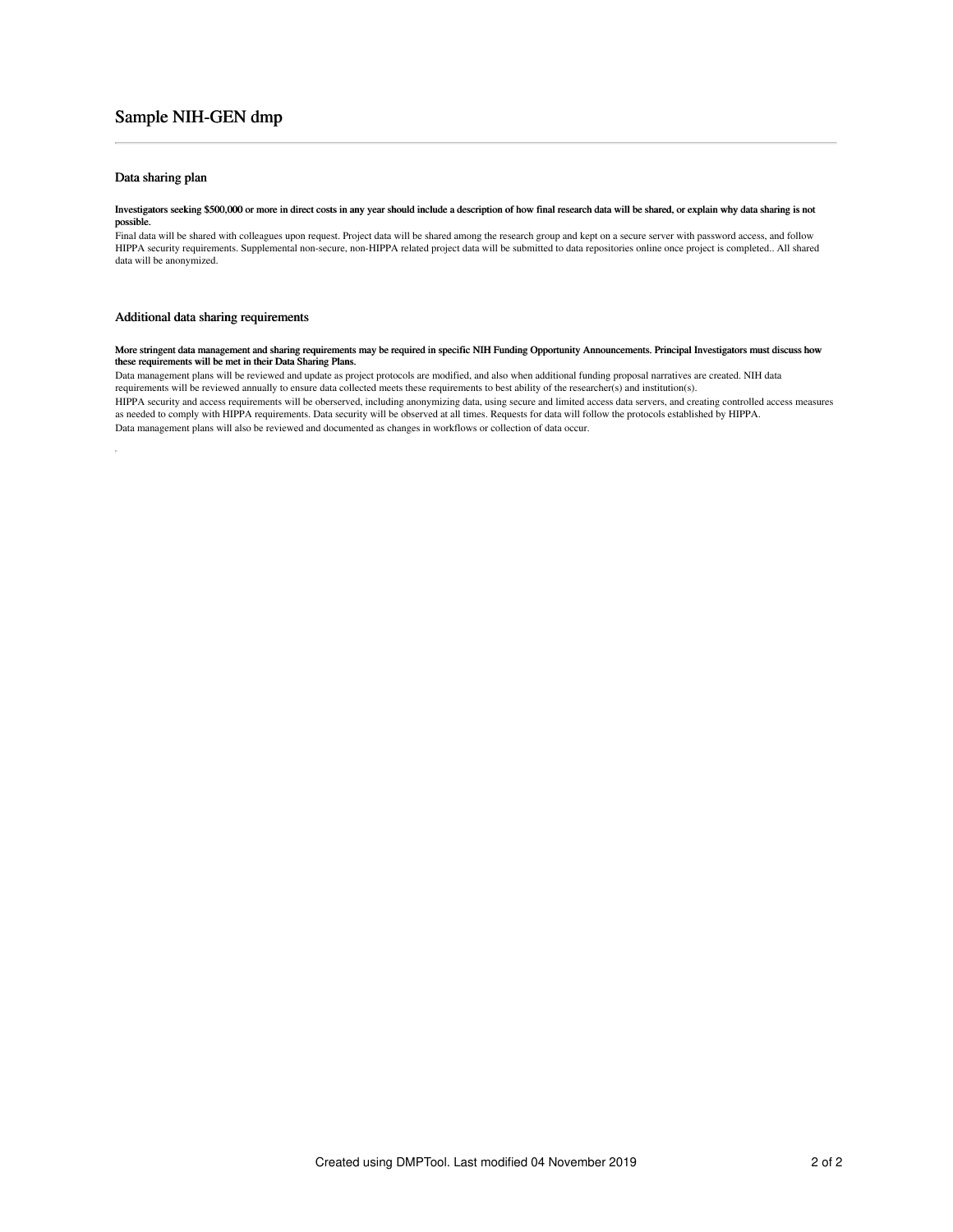## Sample NIH-GEN dmp

### Data sharing plan

**Investigators seeking $500,000 or more in direct costs in any year should include a description of how final research data will be shared, or explain why data sharing is not possible.**

Final data will be shared with colleagues upon request. Project data will be shared among the research group and kept on a secure server with password access, and follow HIPPA security requirements. Supplemental non-secure, non-HIPPA related project data will be submitted to data repositories online once project is completed.. All shared data will be anonymized.

### Additional data sharing requirements

**More stringent data management and sharing requirements may be required in specific NIH Funding Opportunity Announcements. Principal Investigators must discuss how these requirements will be met in their Data Sharing Plans.**

Data management plans will be reviewed and update as project protocols are modified, and also when additional funding proposal narratives are created. NIH data requirements will be reviewed annually to ensure data collected meets these requirements to best ability of the researcher(s) and institution(s).

HIPPA security and access requirements will be oberserved, including anonymizing data, using secure and limited access data servers, and creating controlled access measures as needed to comply with HIPPA requirements. Data security will be observed at all times. Requests for data will follow the protocols established by HIPPA.

Data management plans will also be reviewed and documented as changes in workflows or collection of data occur.

Created using DMPTool. Last modified 04 November 2019